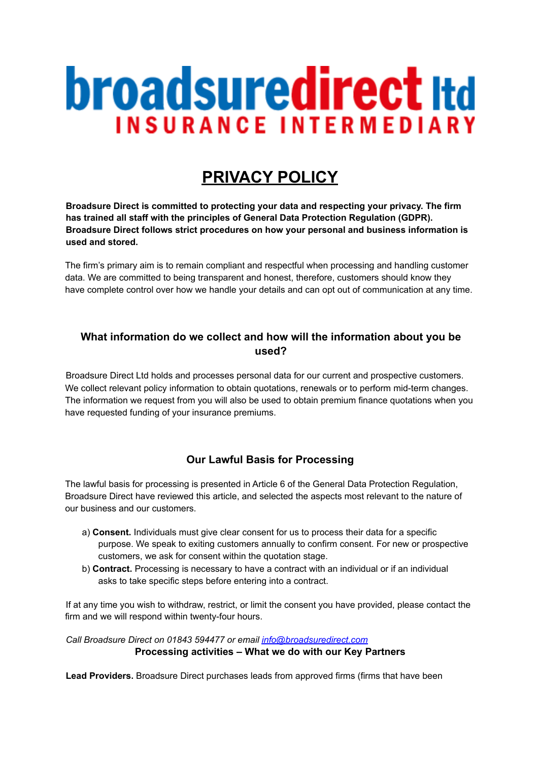# broadsuredirect ltd
INSURANCE INTERMEDIARY

# PRIVACY POLICY

**Broadsure Direct is committed to protecting your data and respecting your privacy. The firm has trained all staff with the principles of General Data Protection Regulation (GDPR). Broadsure Direct follows strict procedures on how your personal and business information is used and stored.**

The firm's primary aim is to remain compliant and respectful when processing and handling customer data. We are committed to being transparent and honest, therefore, customers should know they have complete control over how we handle your details and can opt out of communication at any time.

## What information do we collect and how will the information about you be used?

Broadsure Direct Ltd holds and processes personal data for our current and prospective customers. We collect relevant policy information to obtain quotations, renewals or to perform mid-term changes. The information we request from you will also be used to obtain premium finance quotations when you have requested funding of your insurance premiums.

## Our Lawful Basis for Processing

The lawful basis for processing is presented in Article 6 of the General Data Protection Regulation, Broadsure Direct have reviewed this article, and selected the aspects most relevant to the nature of our business and our customers.

a) **Consent.** Individuals must give clear consent for us to process their data for a specific purpose. We speak to exiting customers annually to confirm consent. For new or prospective customers, we ask for consent within the quotation stage.

b) **Contract.** Processing is necessary to have a contract with an individual or if an individual asks to take specific steps before entering into a contract.

If at any time you wish to withdraw, restrict, or limit the consent you have provided, please contact the firm and we will respond within twenty-four hours.

*Call Broadsure Direct on 01843 594477 or email [info@broadsuredirect.com](mailto:info@broadsuredirect.com)*

## Processing activities – What we do with our Key Partners

**Lead Providers.** Broadsure Direct purchases leads from approved firms (firms that have been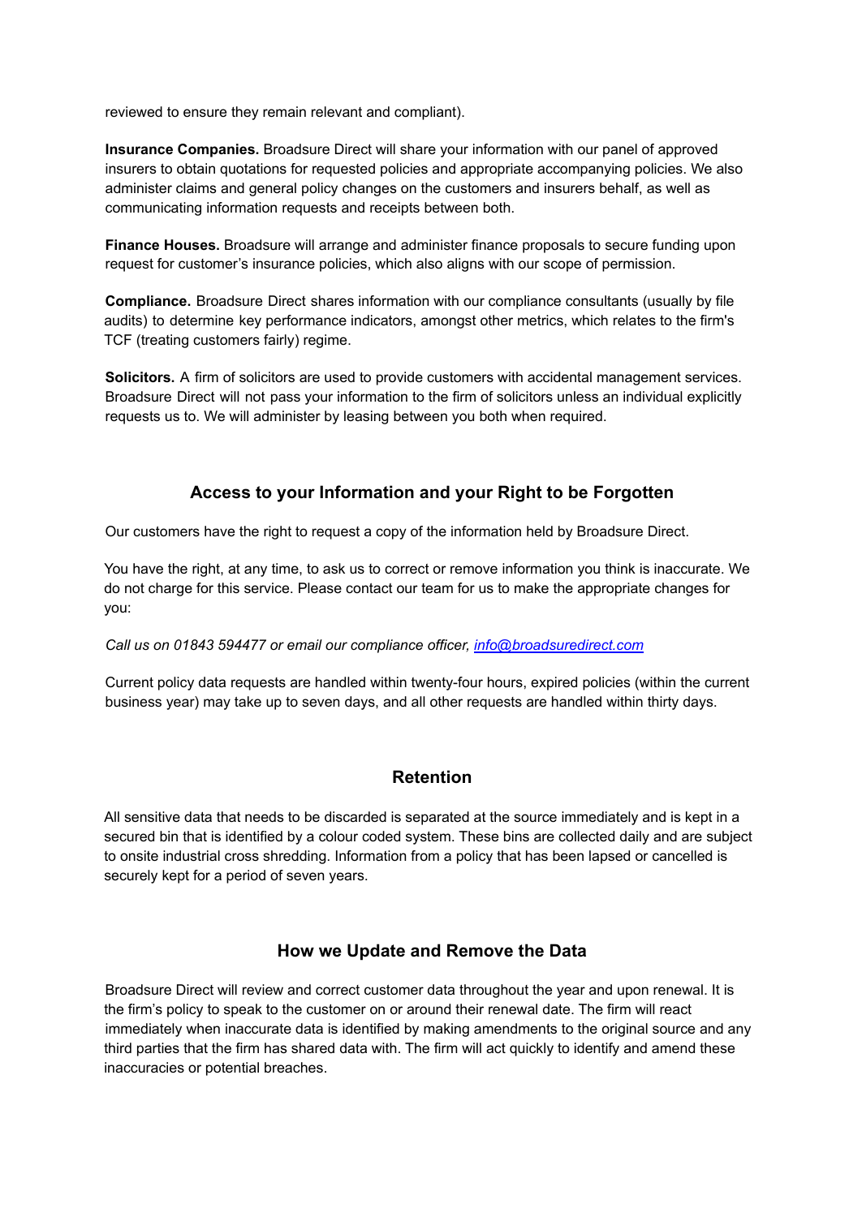reviewed to ensure they remain relevant and compliant).

**Insurance Companies.** Broadsure Direct will share your information with our panel of approved insurers to obtain quotations for requested policies and appropriate accompanying policies. We also administer claims and general policy changes on the customers and insurers behalf, as well as communicating information requests and receipts between both.

**Finance Houses.** Broadsure will arrange and administer finance proposals to secure funding upon request for customer's insurance policies, which also aligns with our scope of permission.

**Compliance.** Broadsure Direct shares information with our compliance consultants (usually by file audits) to determine key performance indicators, amongst other metrics, which relates to the firm's TCF (treating customers fairly) regime.

**Solicitors.** A firm of solicitors are used to provide customers with accidental management services. Broadsure Direct will not pass your information to the firm of solicitors unless an individual explicitly requests us to. We will administer by leasing between you both when required.

## Access to your Information and your Right to be Forgotten

Our customers have the right to request a copy of the information held by Broadsure Direct.

You have the right, at any time, to ask us to correct or remove information you think is inaccurate. We do not charge for this service. Please contact our team for us to make the appropriate changes for you:

*Call us on 01843 594477 or email our compliance officer, [info@broadsuredirect.com](mailto:info@broadsuredirect.com)*

Current policy data requests are handled within twenty-four hours, expired policies (within the current business year) may take up to seven days, and all other requests are handled within thirty days.

## Retention

All sensitive data that needs to be discarded is separated at the source immediately and is kept in a secured bin that is identified by a colour coded system. These bins are collected daily and are subject to onsite industrial cross shredding. Information from a policy that has been lapsed or cancelled is securely kept for a period of seven years.

## How we Update and Remove the Data

Broadsure Direct will review and correct customer data throughout the year and upon renewal. It is the firm's policy to speak to the customer on or around their renewal date. The firm will react immediately when inaccurate data is identified by making amendments to the original source and any third parties that the firm has shared data with. The firm will act quickly to identify and amend these inaccuracies or potential breaches.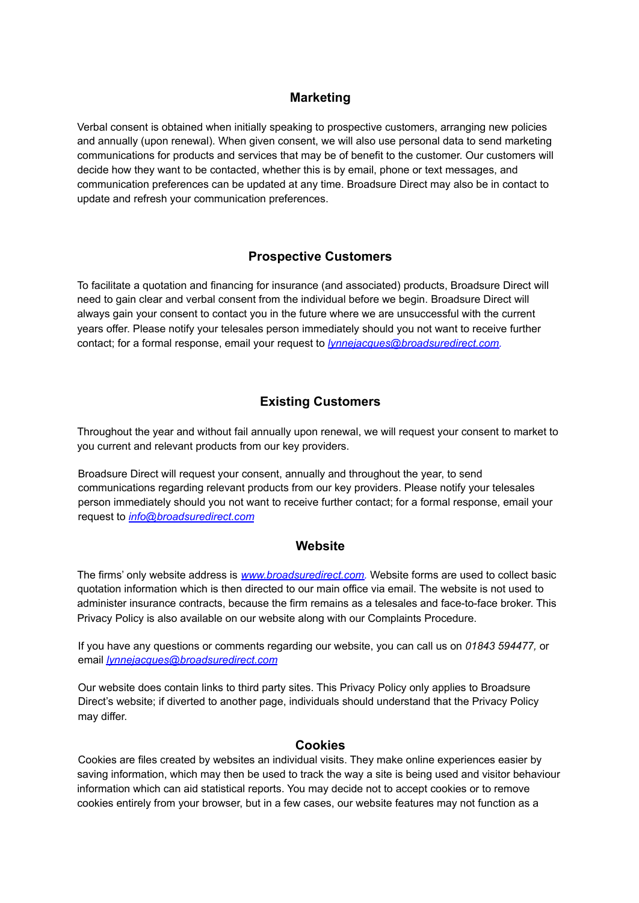## Marketing

Verbal consent is obtained when initially speaking to prospective customers, arranging new policies and annually (upon renewal). When given consent, we will also use personal data to send marketing communications for products and services that may be of benefit to the customer. Our customers will decide how they want to be contacted, whether this is by email, phone or text messages, and communication preferences can be updated at any time. Broadsure Direct may also be in contact to update and refresh your communication preferences.

## Prospective Customers

To facilitate a quotation and financing for insurance (and associated) products, Broadsure Direct will need to gain clear and verbal consent from the individual before we begin. Broadsure Direct will always gain your consent to contact you in the future where we are unsuccessful with the current years offer. Please notify your telesales person immediately should you not want to receive further contact; for a formal response, email your request to *lynnejacques@broadsuredirect.com*.

## Existing Customers

Throughout the year and without fail annually upon renewal, we will request your consent to market to you current and relevant products from our key providers.

Broadsure Direct will request your consent, annually and throughout the year, to send communications regarding relevant products from our key providers. Please notify your telesales person immediately should you not want to receive further contact; for a formal response, email your request to *info@broadsuredirect.com*

## Website

The firms' only website address is *www.broadsuredirect.com.* Website forms are used to collect basic quotation information which is then directed to our main office via email. The website is not used to administer insurance contracts, because the firm remains as a telesales and face-to-face broker. This Privacy Policy is also available on our website along with our Complaints Procedure.

If you have any questions or comments regarding our website, you can call us on *01843 594477,* or email *lynnejacques@broadsuredirect.com*

Our website does contain links to third party sites. This Privacy Policy only applies to Broadsure Direct's website; if diverted to another page, individuals should understand that the Privacy Policy may differ.

## Cookies

Cookies are files created by websites an individual visits. They make online experiences easier by saving information, which may then be used to track the way a site is being used and visitor behaviour information which can aid statistical reports. You may decide not to accept cookies or to remove cookies entirely from your browser, but in a few cases, our website features may not function as a